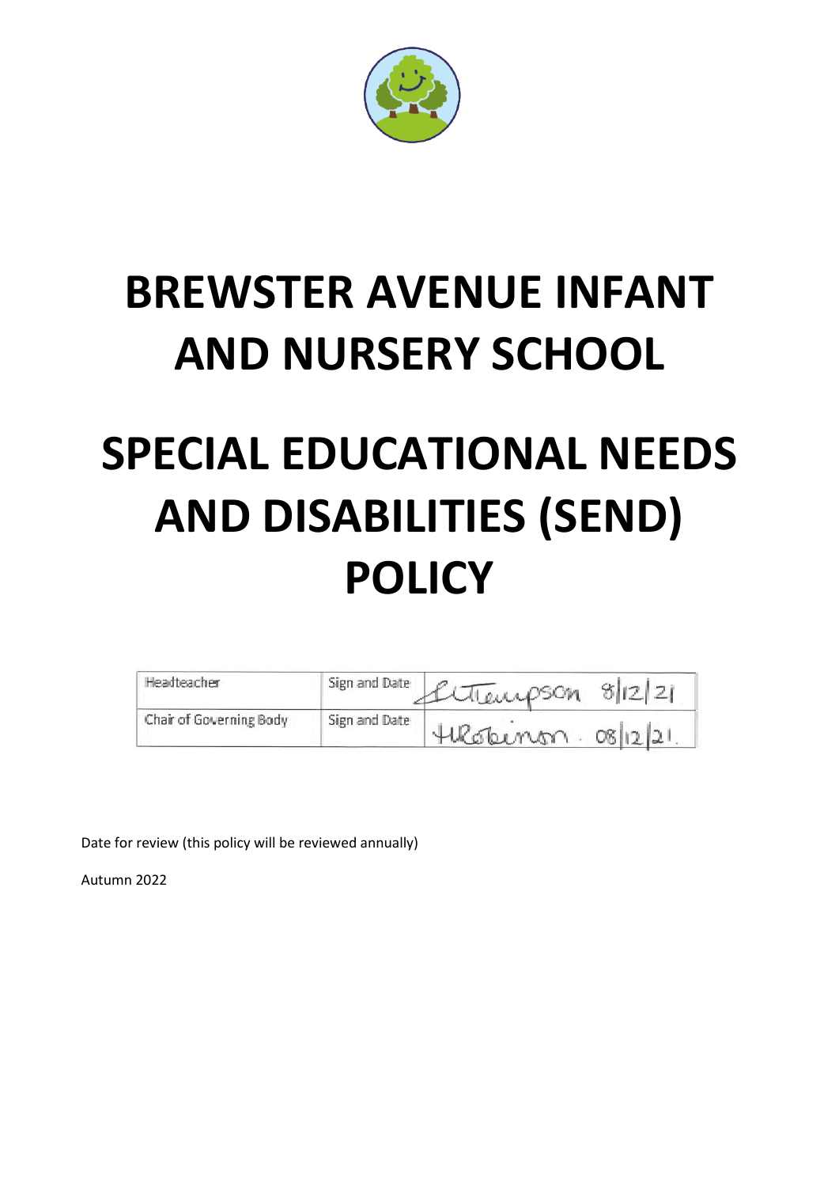# BREWSTER AVENUE INFANT AND NURSERY SCHOOL

# SPECIAL EDUCATIONAL NEEDS AND DISABILITIES (SEND) POLICY

| Headteacher | Sign and Date | LThompson 8/12/21 |
|---|---|---|
| Chair of Governing Body | Sign and Date | HRobinson. 08/12/21. |

Date for review (this policy will be reviewed annually)

Autumn 2022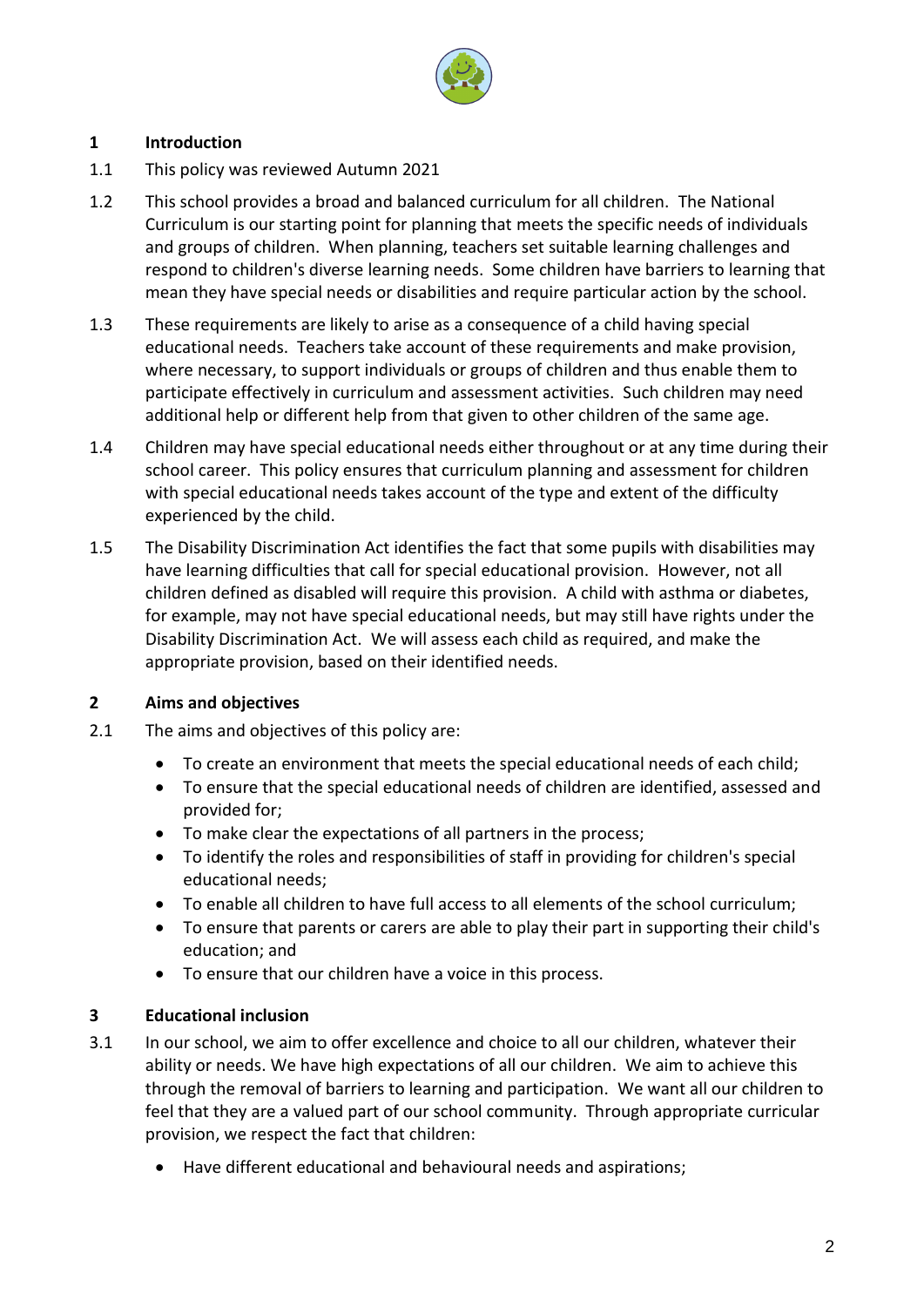## 1 Introduction

1.1 This policy was reviewed Autumn 2021

1.2 This school provides a broad and balanced curriculum for all children. The National Curriculum is our starting point for planning that meets the specific needs of individuals and groups of children. When planning, teachers set suitable learning challenges and respond to children's diverse learning needs. Some children have barriers to learning that mean they have special needs or disabilities and require particular action by the school.

1.3 These requirements are likely to arise as a consequence of a child having special educational needs. Teachers take account of these requirements and make provision, where necessary, to support individuals or groups of children and thus enable them to participate effectively in curriculum and assessment activities. Such children may need additional help or different help from that given to other children of the same age.

1.4 Children may have special educational needs either throughout or at any time during their school career. This policy ensures that curriculum planning and assessment for children with special educational needs takes account of the type and extent of the difficulty experienced by the child.

1.5 The Disability Discrimination Act identifies the fact that some pupils with disabilities may have learning difficulties that call for special educational provision. However, not all children defined as disabled will require this provision. A child with asthma or diabetes, for example, may not have special educational needs, but may still have rights under the Disability Discrimination Act. We will assess each child as required, and make the appropriate provision, based on their identified needs.

## 2 Aims and objectives

2.1 The aims and objectives of this policy are:

- To create an environment that meets the special educational needs of each child;
- To ensure that the special educational needs of children are identified, assessed and provided for;
- To make clear the expectations of all partners in the process;
- To identify the roles and responsibilities of staff in providing for children's special educational needs;
- To enable all children to have full access to all elements of the school curriculum;
- To ensure that parents or carers are able to play their part in supporting their child's education; and
- To ensure that our children have a voice in this process.

## 3 Educational inclusion

3.1 In our school, we aim to offer excellence and choice to all our children, whatever their ability or needs. We have high expectations of all our children. We aim to achieve this through the removal of barriers to learning and participation. We want all our children to feel that they are a valued part of our school community. Through appropriate curricular provision, we respect the fact that children:

- Have different educational and behavioural needs and aspirations;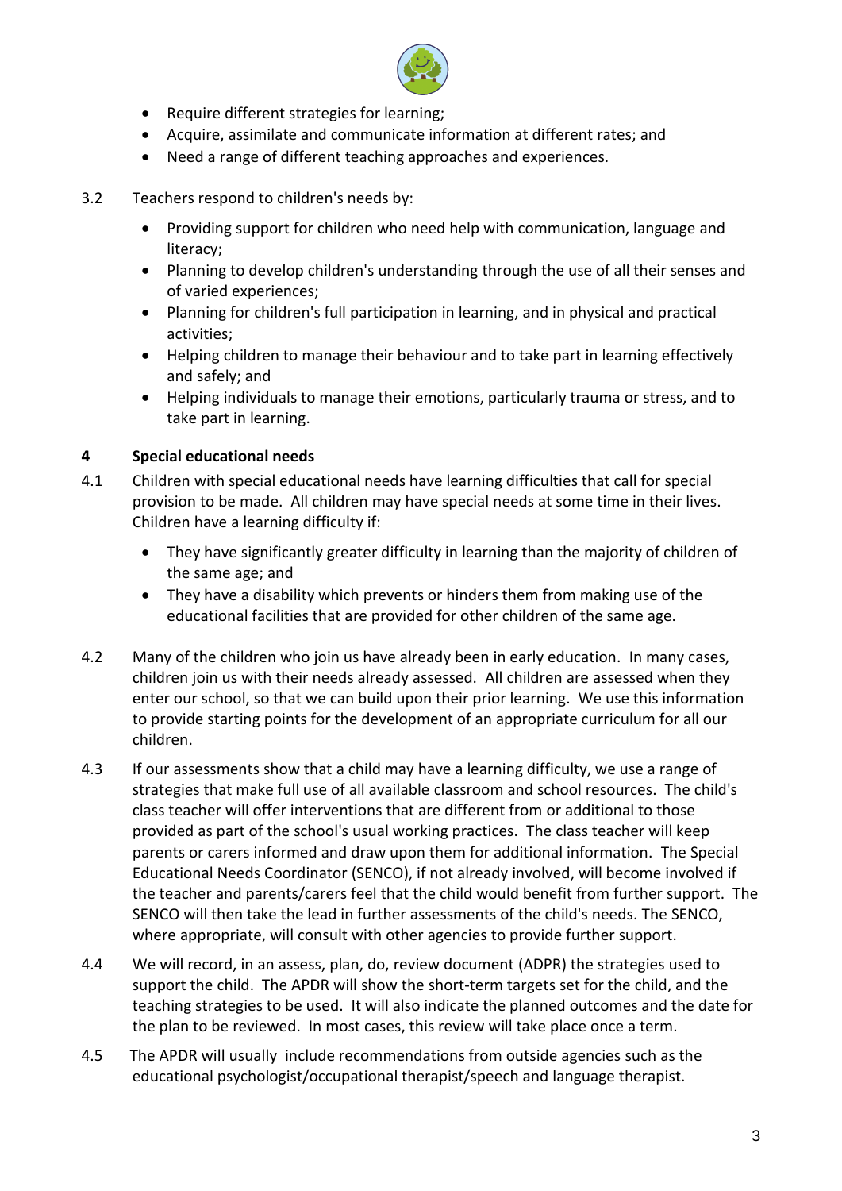- Require different strategies for learning;
- Acquire, assimilate and communicate information at different rates; and
- Need a range of different teaching approaches and experiences.

3.2 Teachers respond to children's needs by:

- Providing support for children who need help with communication, language and literacy;
- Planning to develop children's understanding through the use of all their senses and of varied experiences;
- Planning for children's full participation in learning, and in physical and practical activities;
- Helping children to manage their behaviour and to take part in learning effectively and safely; and
- Helping individuals to manage their emotions, particularly trauma or stress, and to take part in learning.

## 4 Special educational needs

4.1 Children with special educational needs have learning difficulties that call for special provision to be made. All children may have special needs at some time in their lives. Children have a learning difficulty if:

- They have significantly greater difficulty in learning than the majority of children of the same age; and
- They have a disability which prevents or hinders them from making use of the educational facilities that are provided for other children of the same age.

4.2 Many of the children who join us have already been in early education. In many cases, children join us with their needs already assessed. All children are assessed when they enter our school, so that we can build upon their prior learning. We use this information to provide starting points for the development of an appropriate curriculum for all our children.

4.3 If our assessments show that a child may have a learning difficulty, we use a range of strategies that make full use of all available classroom and school resources. The child's class teacher will offer interventions that are different from or additional to those provided as part of the school's usual working practices. The class teacher will keep parents or carers informed and draw upon them for additional information. The Special Educational Needs Coordinator (SENCO), if not already involved, will become involved if the teacher and parents/carers feel that the child would benefit from further support. The SENCO will then take the lead in further assessments of the child's needs. The SENCO, where appropriate, will consult with other agencies to provide further support.

4.4 We will record, in an assess, plan, do, review document (ADPR) the strategies used to support the child. The APDR will show the short-term targets set for the child, and the teaching strategies to be used. It will also indicate the planned outcomes and the date for the plan to be reviewed. In most cases, this review will take place once a term.

4.5 The APDR will usually include recommendations from outside agencies such as the educational psychologist/occupational therapist/speech and language therapist.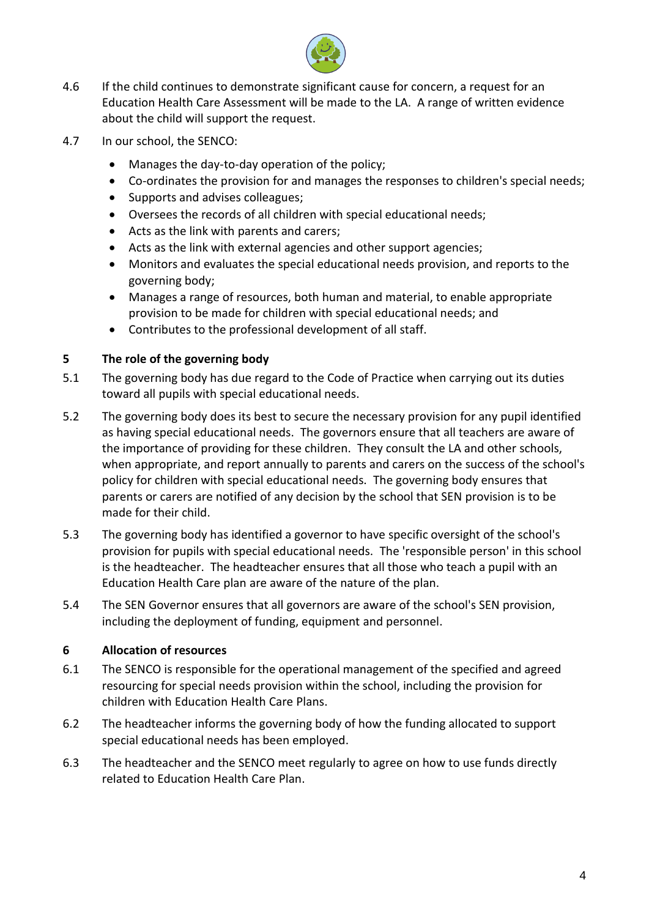4.6 If the child continues to demonstrate significant cause for concern, a request for an Education Health Care Assessment will be made to the LA. A range of written evidence about the child will support the request.

4.7 In our school, the SENCO:

- Manages the day-to-day operation of the policy;
- Co-ordinates the provision for and manages the responses to children's special needs;
- Supports and advises colleagues;
- Oversees the records of all children with special educational needs;
- Acts as the link with parents and carers;
- Acts as the link with external agencies and other support agencies;
- Monitors and evaluates the special educational needs provision, and reports to the governing body;
- Manages a range of resources, both human and material, to enable appropriate provision to be made for children with special educational needs; and
- Contributes to the professional development of all staff.

## 5 The role of the governing body

5.1 The governing body has due regard to the Code of Practice when carrying out its duties toward all pupils with special educational needs.

5.2 The governing body does its best to secure the necessary provision for any pupil identified as having special educational needs. The governors ensure that all teachers are aware of the importance of providing for these children. They consult the LA and other schools, when appropriate, and report annually to parents and carers on the success of the school's policy for children with special educational needs. The governing body ensures that parents or carers are notified of any decision by the school that SEN provision is to be made for their child.

5.3 The governing body has identified a governor to have specific oversight of the school's provision for pupils with special educational needs. The 'responsible person' in this school is the headteacher. The headteacher ensures that all those who teach a pupil with an Education Health Care plan are aware of the nature of the plan.

5.4 The SEN Governor ensures that all governors are aware of the school's SEN provision, including the deployment of funding, equipment and personnel.

## 6 Allocation of resources

6.1 The SENCO is responsible for the operational management of the specified and agreed resourcing for special needs provision within the school, including the provision for children with Education Health Care Plans.

6.2 The headteacher informs the governing body of how the funding allocated to support special educational needs has been employed.

6.3 The headteacher and the SENCO meet regularly to agree on how to use funds directly related to Education Health Care Plan.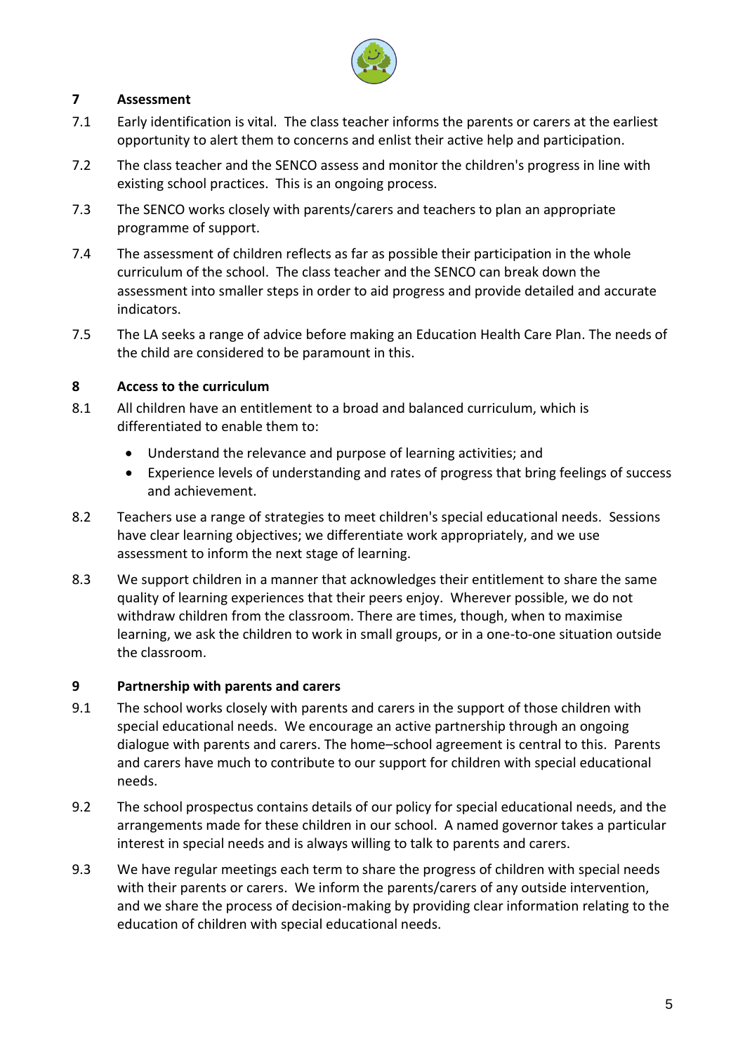## 7 Assessment

7.1 Early identification is vital. The class teacher informs the parents or carers at the earliest opportunity to alert them to concerns and enlist their active help and participation.

7.2 The class teacher and the SENCO assess and monitor the children's progress in line with existing school practices. This is an ongoing process.

7.3 The SENCO works closely with parents/carers and teachers to plan an appropriate programme of support.

7.4 The assessment of children reflects as far as possible their participation in the whole curriculum of the school. The class teacher and the SENCO can break down the assessment into smaller steps in order to aid progress and provide detailed and accurate indicators.

7.5 The LA seeks a range of advice before making an Education Health Care Plan. The needs of the child are considered to be paramount in this.

## 8 Access to the curriculum

8.1 All children have an entitlement to a broad and balanced curriculum, which is differentiated to enable them to:

- Understand the relevance and purpose of learning activities; and
- Experience levels of understanding and rates of progress that bring feelings of success and achievement.

8.2 Teachers use a range of strategies to meet children's special educational needs. Sessions have clear learning objectives; we differentiate work appropriately, and we use assessment to inform the next stage of learning.

8.3 We support children in a manner that acknowledges their entitlement to share the same quality of learning experiences that their peers enjoy. Wherever possible, we do not withdraw children from the classroom. There are times, though, when to maximise learning, we ask the children to work in small groups, or in a one-to-one situation outside the classroom.

## 9 Partnership with parents and carers

9.1 The school works closely with parents and carers in the support of those children with special educational needs. We encourage an active partnership through an ongoing dialogue with parents and carers. The home–school agreement is central to this. Parents and carers have much to contribute to our support for children with special educational needs.

9.2 The school prospectus contains details of our policy for special educational needs, and the arrangements made for these children in our school. A named governor takes a particular interest in special needs and is always willing to talk to parents and carers.

9.3 We have regular meetings each term to share the progress of children with special needs with their parents or carers. We inform the parents/carers of any outside intervention, and we share the process of decision-making by providing clear information relating to the education of children with special educational needs.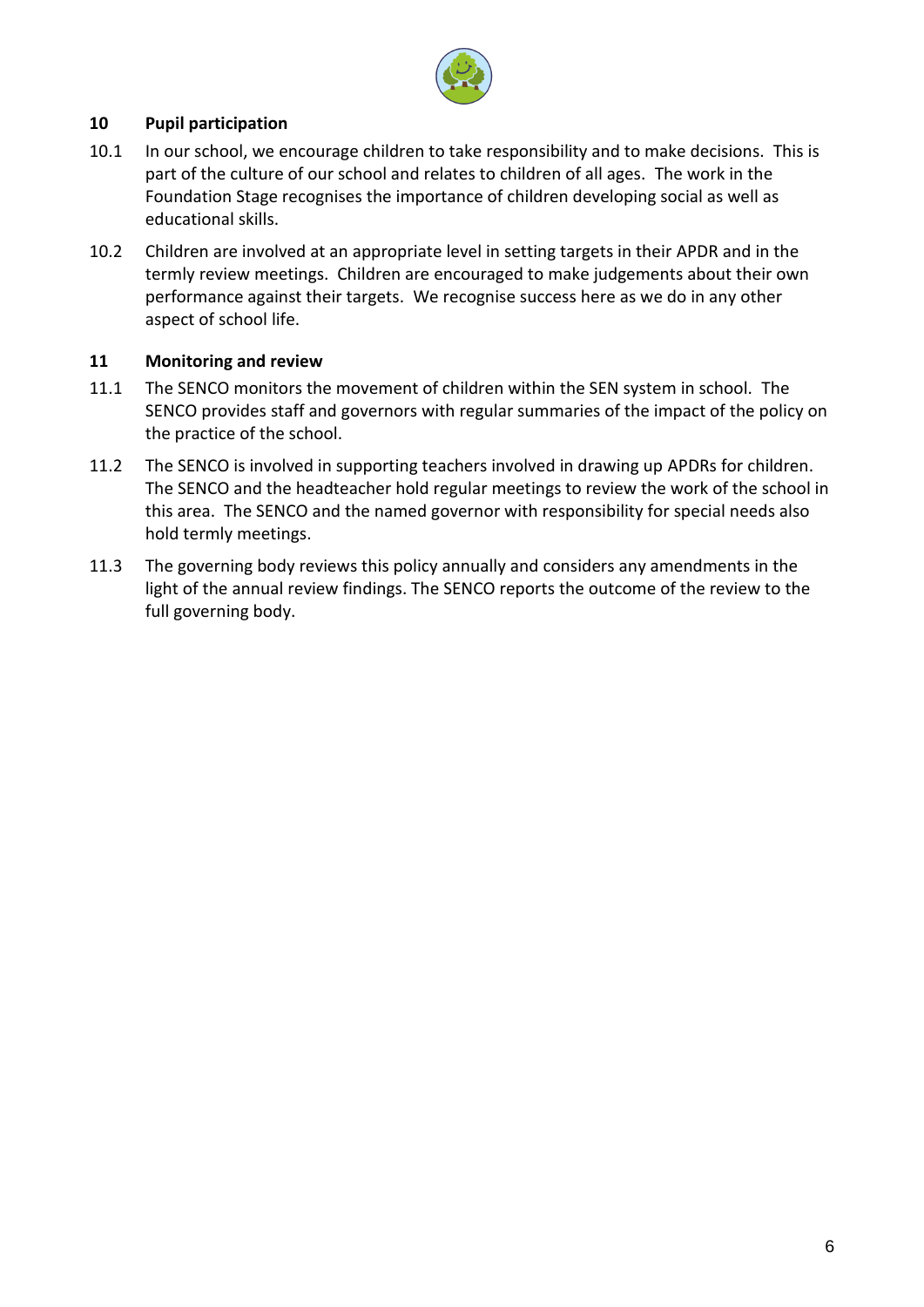## 10 Pupil participation

10.1 In our school, we encourage children to take responsibility and to make decisions. This is part of the culture of our school and relates to children of all ages. The work in the Foundation Stage recognises the importance of children developing social as well as educational skills.

10.2 Children are involved at an appropriate level in setting targets in their APDR and in the termly review meetings. Children are encouraged to make judgements about their own performance against their targets. We recognise success here as we do in any other aspect of school life.

## 11 Monitoring and review

11.1 The SENCO monitors the movement of children within the SEN system in school. The SENCO provides staff and governors with regular summaries of the impact of the policy on the practice of the school.

11.2 The SENCO is involved in supporting teachers involved in drawing up APDRs for children. The SENCO and the headteacher hold regular meetings to review the work of the school in this area. The SENCO and the named governor with responsibility for special needs also hold termly meetings.

11.3 The governing body reviews this policy annually and considers any amendments in the light of the annual review findings. The SENCO reports the outcome of the review to the full governing body.